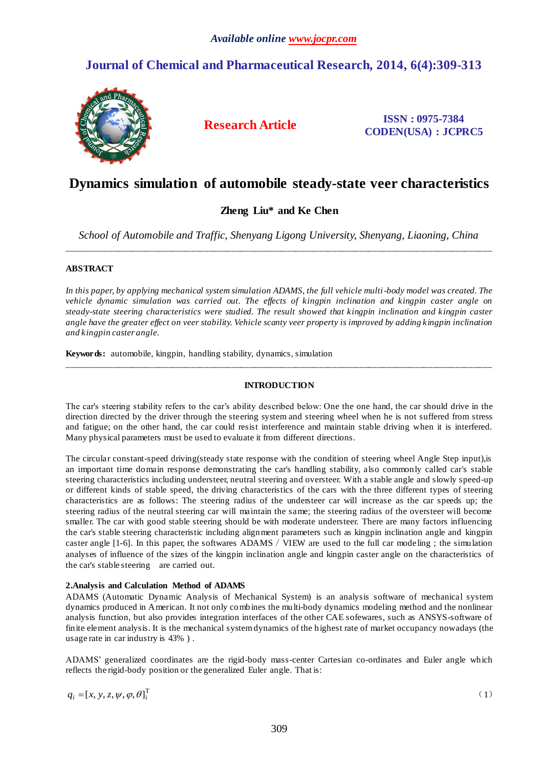# Dynamics simulation of automobile steady-state veer characteristics

**Zheng Liu\* and Ke Chen**

*School of Automobile and Traffic, Shenyang Ligong University, Shenyang, Liaoning, China*

---

**ABSTRACT**

*In this paper, by applying mechanical system simulation ADAMS, the full vehicle multi-body model was created. The vehicle dynamic simulation was carried out. The effects of kingpin inclination and kingpin caster angle on steady-state steering characteristics were studied. The result showed that kingpin inclination and kingpin caster angle have the greater effect on veer stability. Vehicle scanty veer property is improved by adding kingpin inclination and kingpin caster angle.*

**Keywords:** automobile, kingpin, handling stability, dynamics, simulation

---

## INTRODUCTION

The car's steering stability refers to the car's ability described below: One the one hand, the car should drive in the direction directed by the driver through the steering system and steering wheel when he is not suffered from stress and fatigue; on the other hand, the car could resist interference and maintain stable driving when it is interfered. Many physical parameters must be used to evaluate it from different directions.

The circular constant-speed driving(steady state response with the condition of steering wheel Angle Step input),is an important time domain response demonstrating the car's handling stability, also commonly called car's stable steering characteristics including understeer, neutral steering and oversteer. With a stable angle and slowly speed-up or different kinds of stable speed, the driving characteristics of the cars with the three different types of steering characteristics are as follows: The steering radius of the understeer car will increase as the car speeds up; the steering radius of the neutral steering car will maintain the same; the steering radius of the oversteer will become smaller. The car with good stable steering should be with moderate understeer. There are many factors influencing the car's stable steering characteristic including alignment parameters such as kingpin inclination angle and kingpin caster angle [1-6]. In this paper, the softwares ADAMS / VIEW are used to the full car modeling ; the simulation analyses of influence of the sizes of the kingpin inclination angle and kingpin caster angle on the characteristics of the car's stable steering are carried out.

### 2.Analysis and Calculation Method of ADAMS

ADAMS (Automatic Dynamic Analysis of Mechanical System) is an analysis software of mechanical system dynamics produced in American. It not only combines the multi-body dynamics modeling method and the nonlinear analysis function, but also provides integration interfaces of the other CAE sofewares, such as ANSYS-software of finite element analysis. It is the mechanical system dynamics of the highest rate of market occupancy nowadays (the usage rate in car industry is 43% ) .

ADAMS' generalized coordinates are the rigid-body mass-center Cartesian co-ordinates and Euler angle which reflects the rigid-body position or the generalized Euler angle. That is:

$$q_i = [x, y, z, \psi, \varphi, \theta]_i^{\mathrm{T}} \tag{1}$$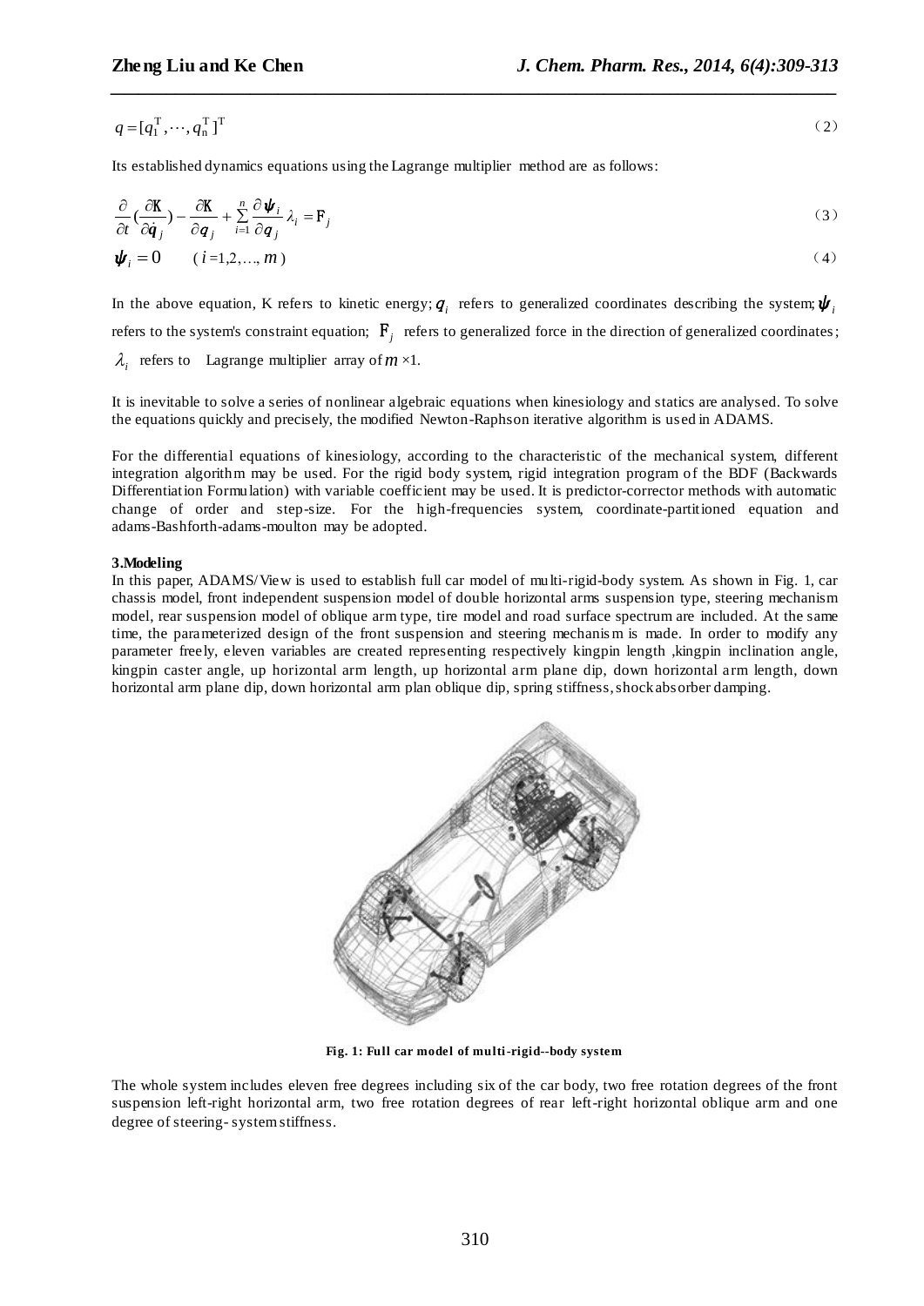$$q = [q_1^{\mathrm{T}}, \cdots, q_n^{\mathrm{T}}]^{\mathrm{T}} \tag{2}$$

Its established dynamics equations using the Lagrange multiplier method are as follows:

$$\frac{\partial}{\partial t}\left(\frac{\partial \mathbf{K}}{\partial \dot{\boldsymbol{q}}_j}\right) - \frac{\partial \mathbf{K}}{\partial \boldsymbol{q}_j} + \sum_{i=1}^{n} \frac{\partial \boldsymbol{\psi}_i}{\partial \boldsymbol{q}_j} \lambda_i = \mathrm{F}_j \tag{3}$$

$$\boldsymbol{\psi}_i = 0 \qquad (i = 1, 2, \ldots, m) \tag{4}$$

In the above equation, K refers to kinetic energy; $\boldsymbol{q}_i$ refers to generalized coordinates describing the system; $\boldsymbol{\psi}_i$ refers to the system's constraint equation; $\mathrm{F}_j$ refers to generalized force in the direction of generalized coordinates; $\lambda_i$ refers to Lagrange multiplier array of $m \times 1$.

It is inevitable to solve a series of nonlinear algebraic equations when kinesiology and statics are analysed. To solve the equations quickly and precisely, the modified Newton-Raphson iterative algorithm is used in ADAMS.

For the differential equations of kinesiology, according to the characteristic of the mechanical system, different integration algorithm may be used. For the rigid body system, rigid integration program of the BDF (Backwards Differentiation Formulation) with variable coefficient may be used. It is predictor-corrector methods with automatic change of order and step-size. For the high-frequencies system, coordinate-partitioned equation and adams-Bashforth-adams-moulton may be adopted.

**3.Modeling**

In this paper, ADAMS/View is used to establish full car model of multi-rigid-body system. As shown in Fig. 1, car chassis model, front independent suspension model of double horizontal arms suspension type, steering mechanism model, rear suspension model of oblique arm type, tire model and road surface spectrum are included. At the same time, the parameterized design of the front suspension and steering mechanism is made. In order to modify any parameter freely, eleven variables are created representing respectively kingpin length ,kingpin inclination angle, kingpin caster angle, up horizontal arm length, up horizontal arm plane dip, down horizontal arm length, down horizontal arm plane dip, down horizontal arm plan oblique dip, spring stiffness, shock absorber damping.

**Fig. 1: Full car model of multi-rigid--body system**

The whole system includes eleven free degrees including six of the car body, two free rotation degrees of the front suspension left-right horizontal arm, two free rotation degrees of rear left-right horizontal oblique arm and one degree of steering- system stiffness.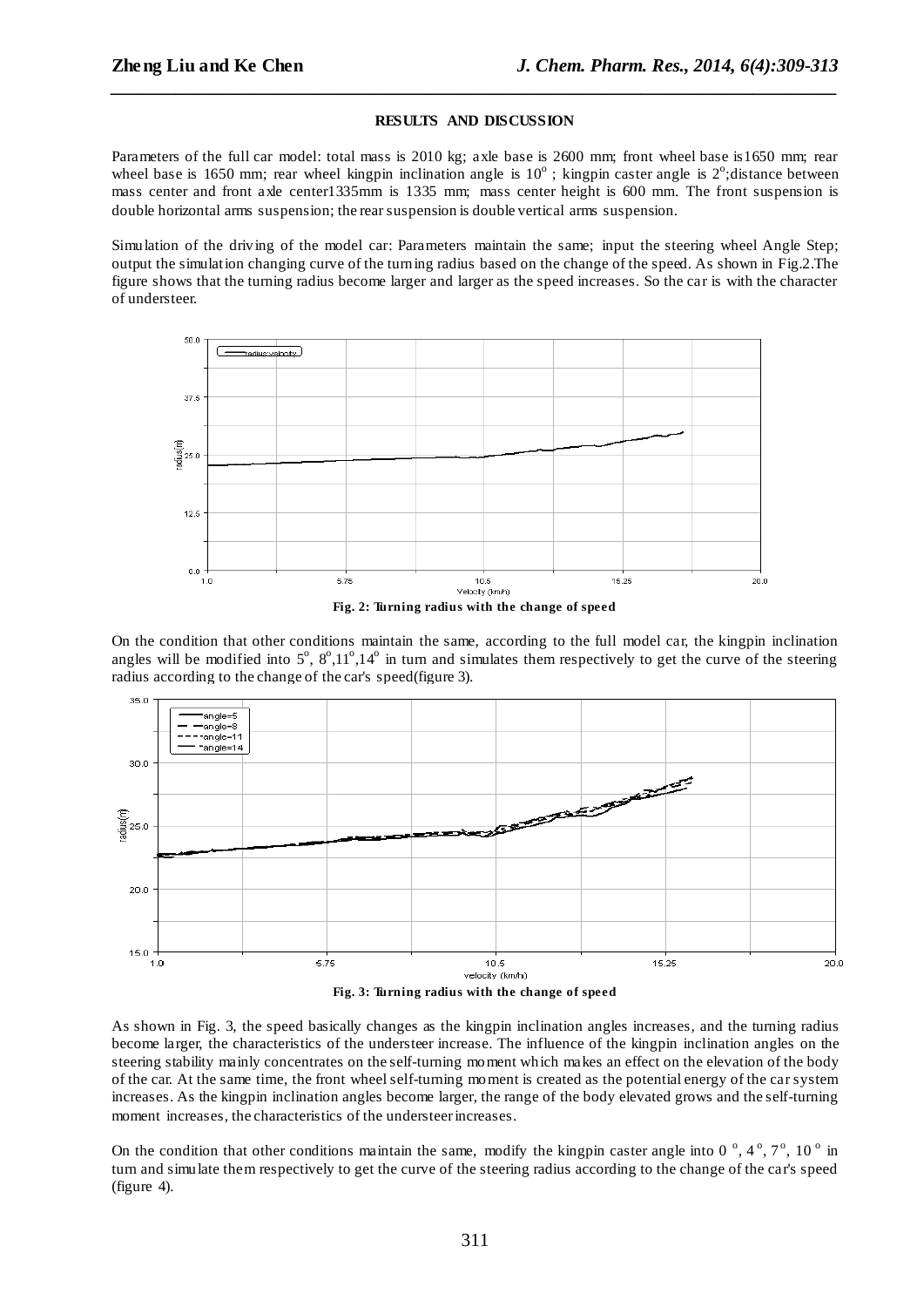## RESULTS AND DISCUSSION

Parameters of the full car model: total mass is 2010 kg; axle base is 2600 mm; front wheel base is1650 mm; rear wheel base is 1650 mm; rear wheel kingpin inclination angle is $10^o$ ; kingpin caster angle is $2^o$;distance between mass center and front axle center1335mm is 1335 mm; mass center height is 600 mm. The front suspension is double horizontal arms suspension; the rear suspension is double vertical arms suspension.

Simulation of the driving of the model car: Parameters maintain the same; input the steering wheel Angle Step; output the simulation changing curve of the turning radius based on the change of the speed. As shown in Fig.2.The figure shows that the turning radius become larger and larger as the speed increases. So the car is with the character of understeer.

**Fig. 2: Turning radius with the change of speed**

On the condition that other conditions maintain the same, according to the full model car, the kingpin inclination angles will be modified into $5^o$, $8^o$,$11^o$,$14^o$ in turn and simulates them respectively to get the curve of the steering radius according to the change of the car's speed(figure 3).

**Fig. 3: Turning radius with the change of speed**

As shown in Fig. 3, the speed basically changes as the kingpin inclination angles increases, and the turning radius become larger, the characteristics of the understeer increase. The influence of the kingpin inclination angles on the steering stability mainly concentrates on the self-turning moment which makes an effect on the elevation of the body of the car. At the same time, the front wheel self-turning moment is created as the potential energy of the car system increases. As the kingpin inclination angles become larger, the range of the body elevated grows and the self-turning moment increases, the characteristics of the understeer increases.

On the condition that other conditions maintain the same, modify the kingpin caster angle into $0^o$, $4^o$, $7^o$, $10^o$ in turn and simulate them respectively to get the curve of the steering radius according to the change of the car's speed (figure 4).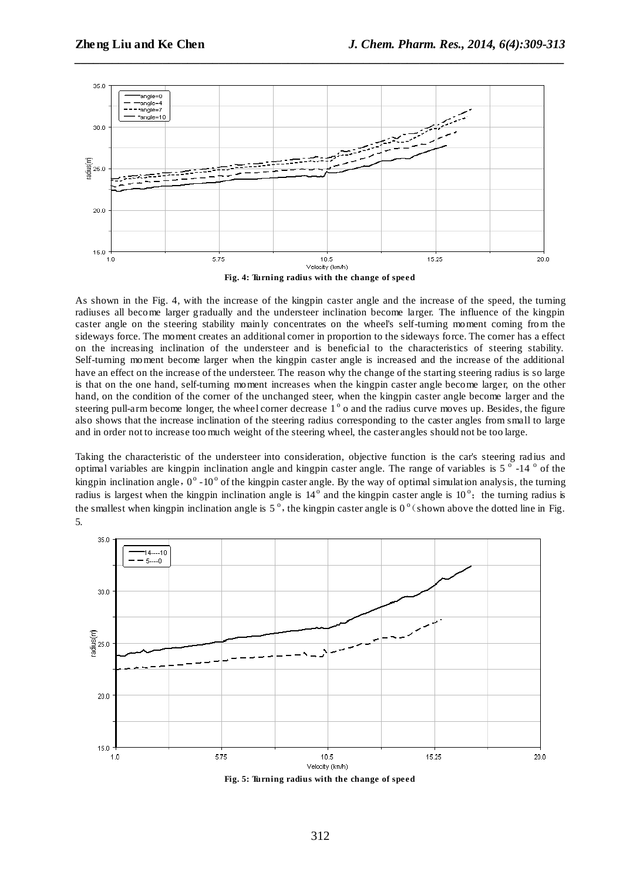Fig. 4: Turning radius with the change of speed

As shown in the Fig. 4, with the increase of the kingpin caster angle and the increase of the speed, the turning radiuses all become larger gradually and the understeer inclination become larger. The influence of the kingpin caster angle on the steering stability mainly concentrates on the wheel's self-turning moment coming from the sideways force. The moment creates an additional corner in proportion to the sideways force. The corner has a effect on the increasing inclination of the understeer and is beneficial to the characteristics of steering stability. Self-turning moment become larger when the kingpin caster angle is increased and the increase of the additional have an effect on the increase of the understeer. The reason why the change of the starting steering radius is so large is that on the one hand, self-turning moment increases when the kingpin caster angle become larger, on the other hand, on the condition of the corner of the unchanged steer, when the kingpin caster angle become larger and the steering pull-arm become longer, the wheel corner decrease $1^{o}$ o and the radius curve moves up. Besides, the figure also shows that the increase inclination of the steering radius corresponding to the caster angles from small to large and in order not to increase too much weight of the steering wheel, the caster angles should not be too large.

Taking the characteristic of the understeer into consideration, objective function is the car's steering radius and optimal variables are kingpin inclination angle and kingpin caster angle. The range of variables is $5^{o}$ -$14^{o}$ of the kingpin inclination angle，$0^{o}$ -$10^{o}$ of the kingpin caster angle. By the way of optimal simulation analysis, the turning radius is largest when the kingpin inclination angle is $14^{o}$ and the kingpin caster angle is $10^{o}$; the turning radius is the smallest when kingpin inclination angle is $5^{o}$，the kingpin caster angle is $0^{o}$（shown above the dotted line in Fig. 5.

Fig. 5: Turning radius with the change of speed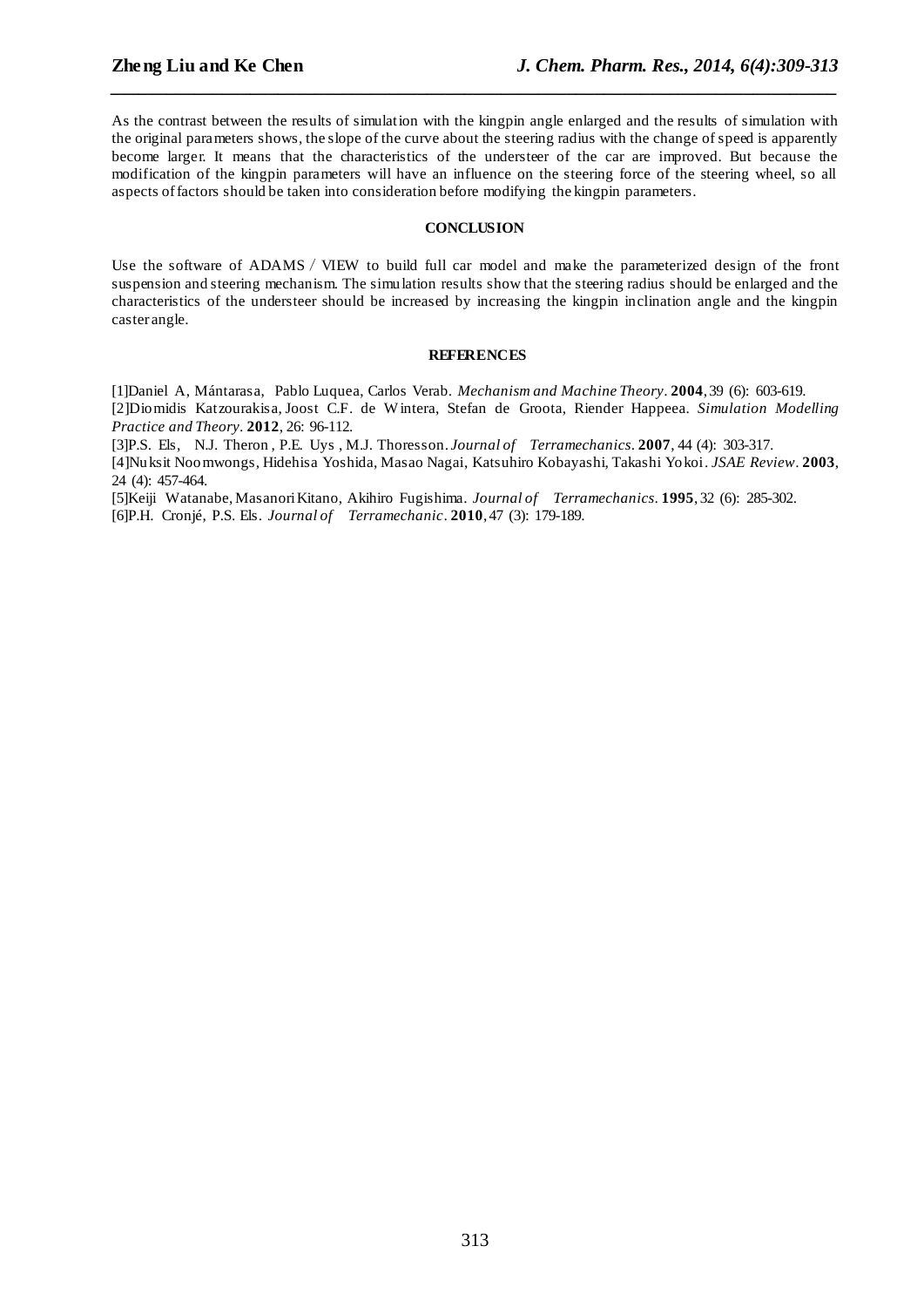As the contrast between the results of simulation with the kingpin angle enlarged and the results of simulation with the original parameters shows, the slope of the curve about the steering radius with the change of speed is apparently become larger. It means that the characteristics of the understeer of the car are improved. But because the modification of the kingpin parameters will have an influence on the steering force of the steering wheel, so all aspects of factors should be taken into consideration before modifying the kingpin parameters.

## CONCLUSION

Use the software of ADAMS / VIEW to build full car model and make the parameterized design of the front suspension and steering mechanism. The simulation results show that the steering radius should be enlarged and the characteristics of the understeer should be increased by increasing the kingpin inclination angle and the kingpin caster angle.

## REFERENCES

[1]Daniel A, Mántarasa, Pablo Luquea, Carlos Verab. *Mechanism and Machine Theory*. **2004**, 39 (6): 603-619.

[2]Diomidis Katzourakisa, Joost C.F. de Wintera, Stefan de Groota, Riender Happeea. *Simulation Modelling Practice and Theory*. **2012**, 26: 96-112.

[3]P.S. Els, N.J. Theron , P.E. Uys , M.J. Thoresson. *Journal of Terramechanics*. **2007**, 44 (4): 303-317.

[4]Nuksit Noomwongs, Hidehisa Yoshida, Masao Nagai, Katsuhiro Kobayashi, Takashi Yokoi. *JSAE Review*. **2003**, 24 (4): 457-464.

[5]Keiji Watanabe, Masanori Kitano, Akihiro Fugishima. *Journal of Terramechanics*. **1995**, 32 (6): 285-302.

[6]P.H. Cronjé, P.S. Els. *Journal of Terramechanic*. **2010**, 47 (3): 179-189.